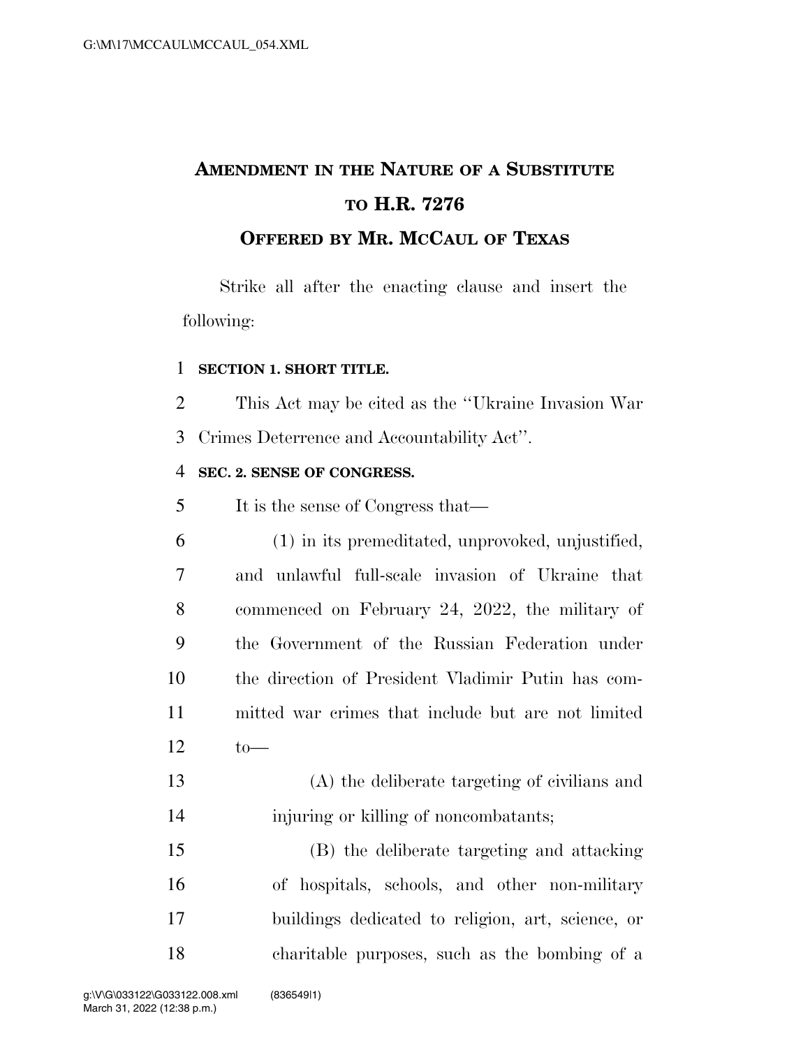# AMENDMENT IN THE NATURE OF A SUBSTITUTE TO H.R. 7276

## OFFERED BY MR. MCCAUL OF TEXAS

Strike all after the enacting clause and insert the following:

**SECTION 1. SHORT TITLE.**

This Act may be cited as the "Ukraine Invasion War Crimes Deterrence and Accountability Act".

**SEC. 2. SENSE OF CONGRESS.**

It is the sense of Congress that—

(1) in its premeditated, unprovoked, unjustified, and unlawful full-scale invasion of Ukraine that commenced on February 24, 2022, the military of the Government of the Russian Federation under the direction of President Vladimir Putin has committed war crimes that include but are not limited to—

(A) the deliberate targeting of civilians and injuring or killing of noncombatants;

(B) the deliberate targeting and attacking of hospitals, schools, and other non-military buildings dedicated to religion, art, science, or charitable purposes, such as the bombing of a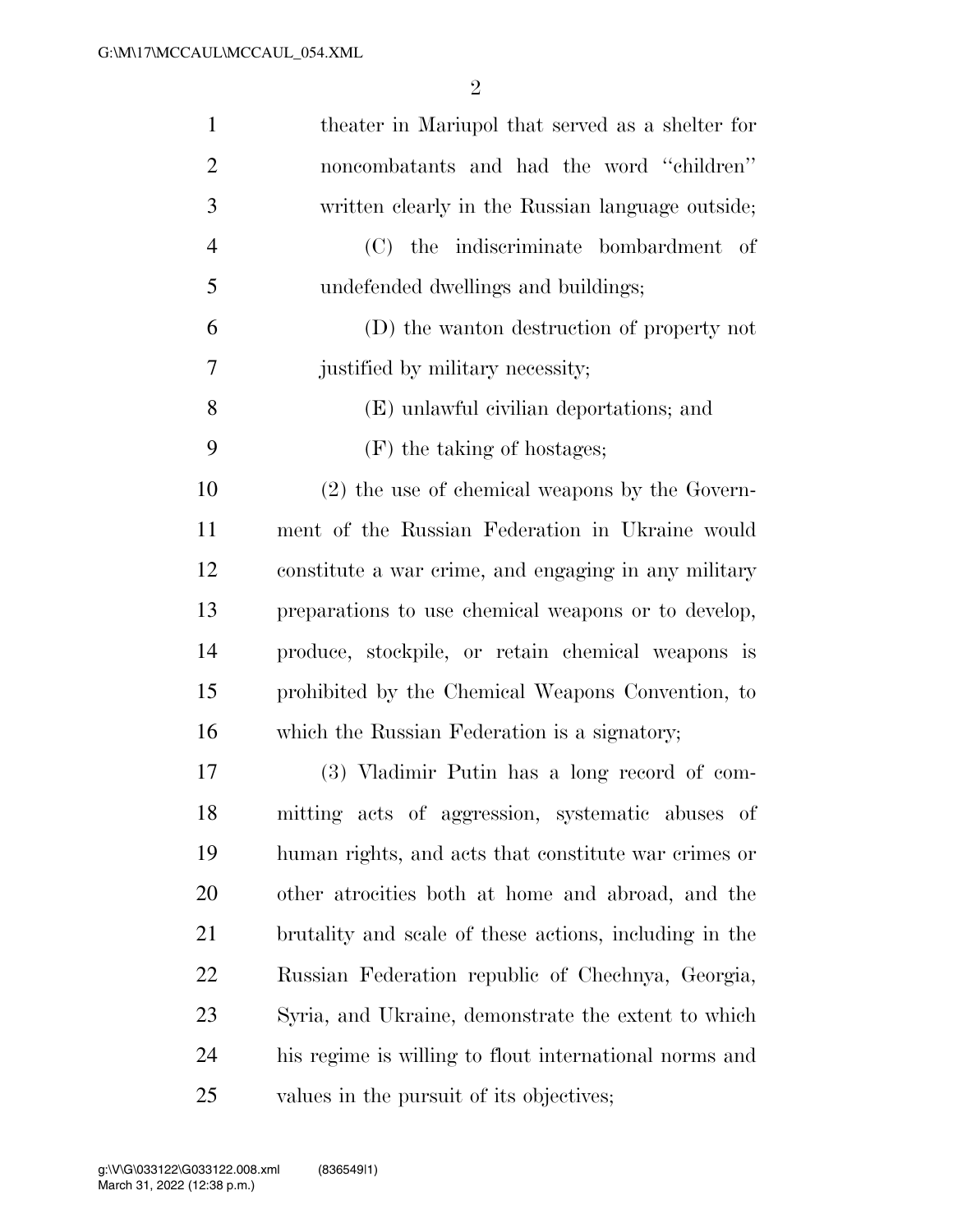theater in Mariupol that served as a shelter for noncombatants and had the word "children" written clearly in the Russian language outside;

(C) the indiscriminate bombardment of undefended dwellings and buildings;

(D) the wanton destruction of property not justified by military necessity;

(E) unlawful civilian deportations; and

(F) the taking of hostages;

(2) the use of chemical weapons by the Government of the Russian Federation in Ukraine would constitute a war crime, and engaging in any military preparations to use chemical weapons or to develop, produce, stockpile, or retain chemical weapons is prohibited by the Chemical Weapons Convention, to which the Russian Federation is a signatory;

(3) Vladimir Putin has a long record of committing acts of aggression, systematic abuses of human rights, and acts that constitute war crimes or other atrocities both at home and abroad, and the brutality and scale of these actions, including in the Russian Federation republic of Chechnya, Georgia, Syria, and Ukraine, demonstrate the extent to which his regime is willing to flout international norms and values in the pursuit of its objectives;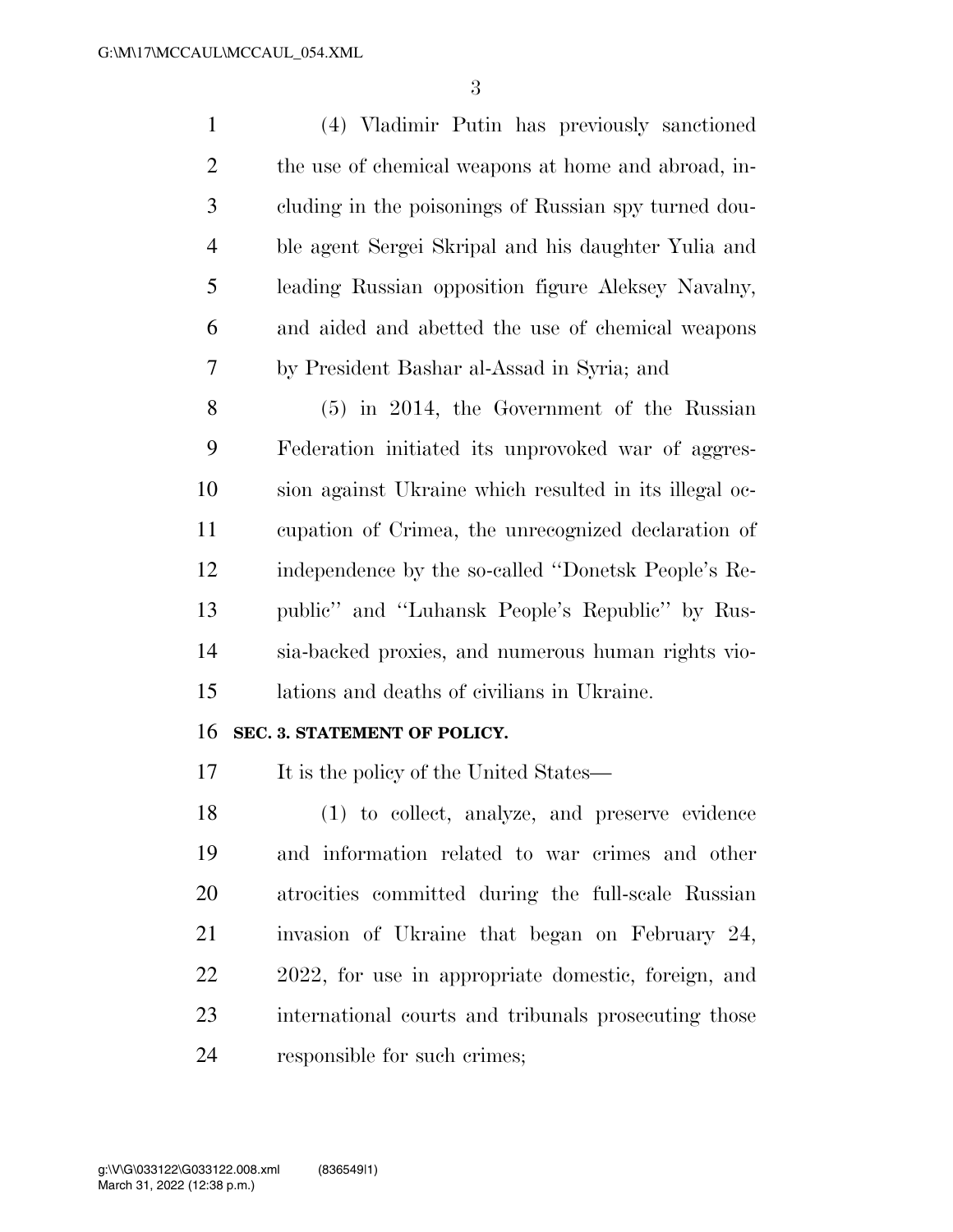(4) Vladimir Putin has previously sanctioned the use of chemical weapons at home and abroad, including in the poisonings of Russian spy turned double agent Sergei Skripal and his daughter Yulia and leading Russian opposition figure Aleksey Navalny, and aided and abetted the use of chemical weapons by President Bashar al-Assad in Syria; and

(5) in 2014, the Government of the Russian Federation initiated its unprovoked war of aggression against Ukraine which resulted in its illegal occupation of Crimea, the unrecognized declaration of independence by the so-called ''Donetsk People's Republic'' and ''Luhansk People's Republic'' by Russia-backed proxies, and numerous human rights violations and deaths of civilians in Ukraine.

**SEC. 3. STATEMENT OF POLICY.**

It is the policy of the United States—

(1) to collect, analyze, and preserve evidence and information related to war crimes and other atrocities committed during the full-scale Russian invasion of Ukraine that began on February 24, 2022, for use in appropriate domestic, foreign, and international courts and tribunals prosecuting those responsible for such crimes;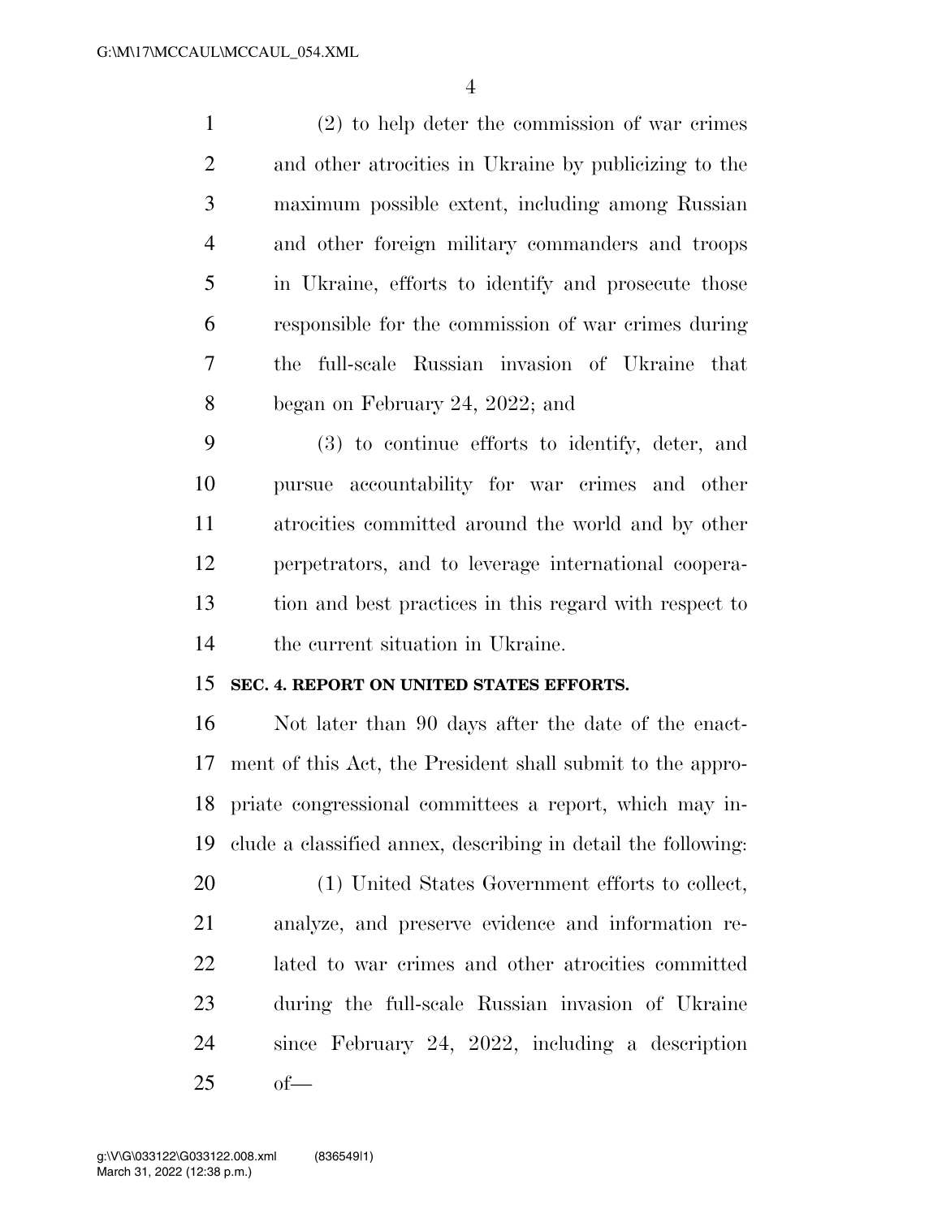(2) to help deter the commission of war crimes and other atrocities in Ukraine by publicizing to the maximum possible extent, including among Russian and other foreign military commanders and troops in Ukraine, efforts to identify and prosecute those responsible for the commission of war crimes during the full-scale Russian invasion of Ukraine that began on February 24, 2022; and

(3) to continue efforts to identify, deter, and pursue accountability for war crimes and other atrocities committed around the world and by other perpetrators, and to leverage international cooperation and best practices in this regard with respect to the current situation in Ukraine.

**SEC. 4. REPORT ON UNITED STATES EFFORTS.**

Not later than 90 days after the date of the enactment of this Act, the President shall submit to the appropriate congressional committees a report, which may include a classified annex, describing in detail the following:

(1) United States Government efforts to collect, analyze, and preserve evidence and information related to war crimes and other atrocities committed during the full-scale Russian invasion of Ukraine since February 24, 2022, including a description of—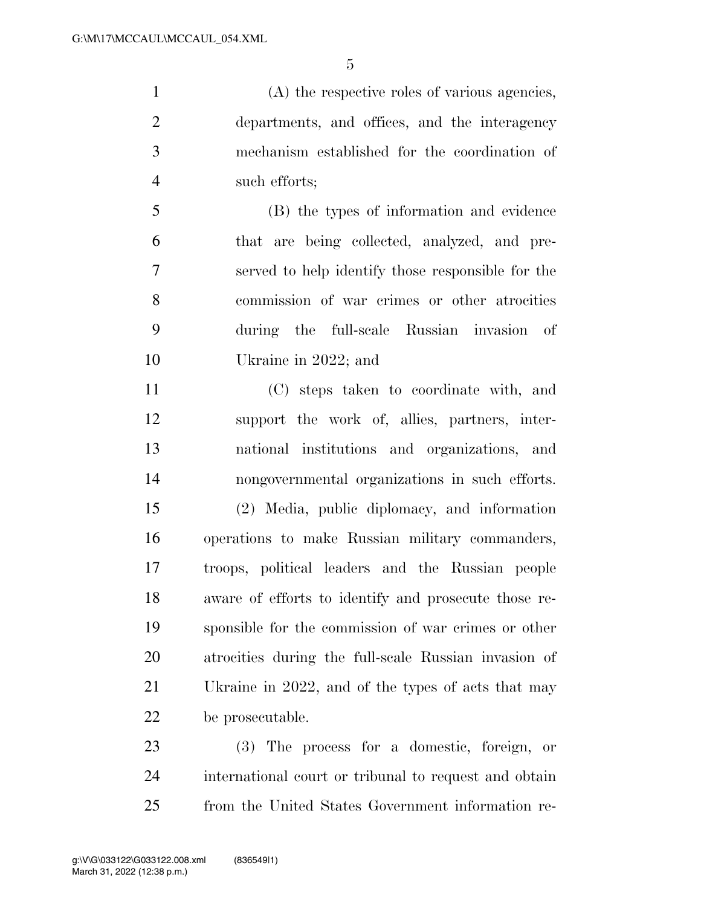(A) the respective roles of various agencies, departments, and offices, and the interagency mechanism established for the coordination of such efforts;

(B) the types of information and evidence that are being collected, analyzed, and preserved to help identify those responsible for the commission of war crimes or other atrocities during the full-scale Russian invasion of Ukraine in 2022; and

(C) steps taken to coordinate with, and support the work of, allies, partners, international institutions and organizations, and nongovernmental organizations in such efforts.

(2) Media, public diplomacy, and information operations to make Russian military commanders, troops, political leaders and the Russian people aware of efforts to identify and prosecute those responsible for the commission of war crimes or other atrocities during the full-scale Russian invasion of Ukraine in 2022, and of the types of acts that may be prosecutable.

(3) The process for a domestic, foreign, or international court or tribunal to request and obtain from the United States Government information re-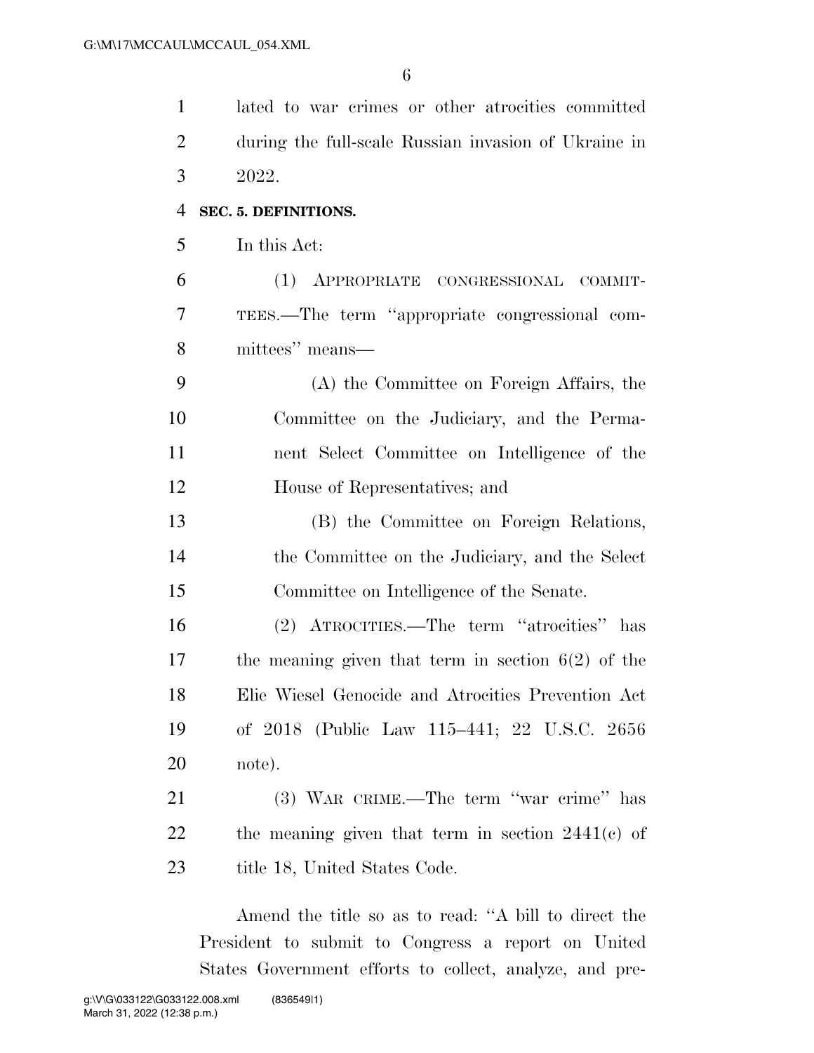lated to war crimes or other atrocities committed during the full-scale Russian invasion of Ukraine in 2022.

**SEC. 5. DEFINITIONS.**

In this Act:

(1) APPROPRIATE CONGRESSIONAL COMMITTEES.—The term ''appropriate congressional committees'' means—

(A) the Committee on Foreign Affairs, the Committee on the Judiciary, and the Permanent Select Committee on Intelligence of the House of Representatives; and

(B) the Committee on Foreign Relations, the Committee on the Judiciary, and the Select Committee on Intelligence of the Senate.

(2) ATROCITIES.—The term ''atrocities'' has the meaning given that term in section 6(2) of the Elie Wiesel Genocide and Atrocities Prevention Act of 2018 (Public Law 115–441; 22 U.S.C. 2656 note).

(3) WAR CRIME.—The term ''war crime'' has the meaning given that term in section 2441(c) of title 18, United States Code.

Amend the title so as to read: ''A bill to direct the President to submit to Congress a report on United States Government efforts to collect, analyze, and pre-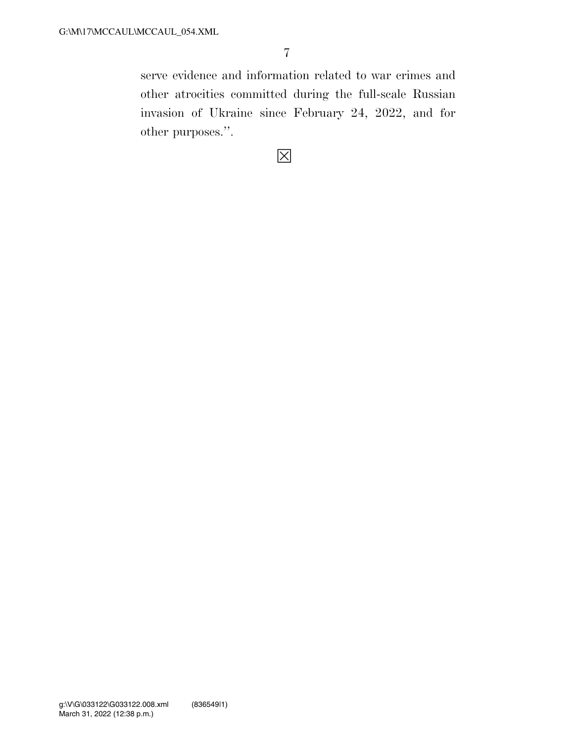serve evidence and information related to war crimes and other atrocities committed during the full-scale Russian invasion of Ukraine since February 24, 2022, and for other purposes.''.

☒